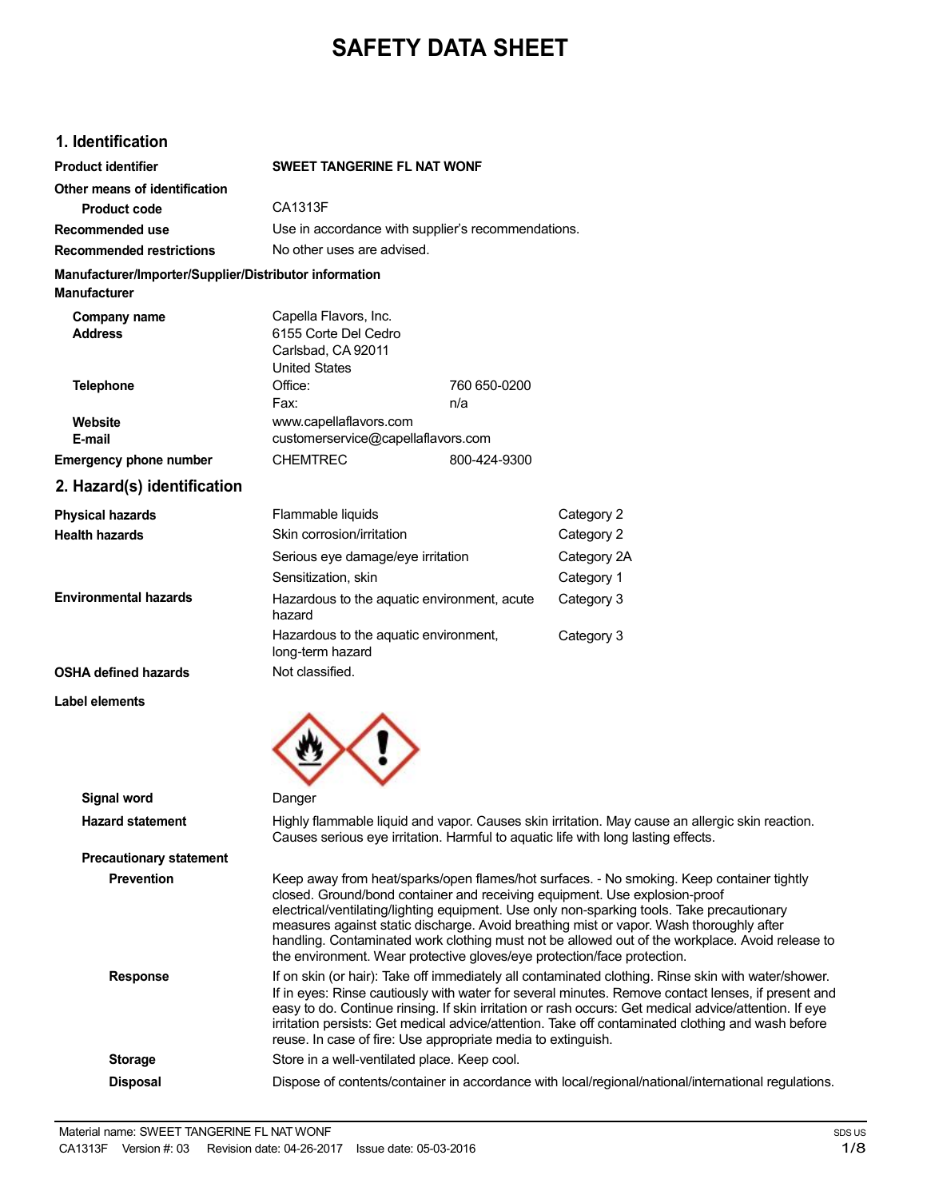# SAFETY DATA SHEET

## 1. Identification

| | | |
|---|---|---|
| **Product identifier** | **SWEET TANGERINE FL NAT WONF** | |
| **Other means of identification** | | |
| **Product code** | CA1313F | |
| **Recommended use** | Use in accordance with supplier's recommendations. | |
| **Recommended restrictions** | No other uses are advised. | |

**Manufacturer/Importer/Supplier/Distributor information**

**Manufacturer**

| | | |
|---|---|---|
| **Company name** | Capella Flavors, Inc. | |
| **Address** | 6155 Corte Del Cedro<br>Carlsbad, CA 92011<br>United States | |
| **Telephone** | Office: | 760 650-0200 |
| | Fax: | n/a |
| **Website** | www.capellaflavors.com | |
| **E-mail** | customerservice@capellaflavors.com | |
| **Emergency phone number** | CHEMTREC | 800-424-9300 |

## 2. Hazard(s) identification

| | | |
|---|---|---|
| **Physical hazards** | Flammable liquids | Category 2 |
| **Health hazards** | Skin corrosion/irritation | Category 2 |
| | Serious eye damage/eye irritation | Category 2A |
| | Sensitization, skin | Category 1 |
| **Environmental hazards** | Hazardous to the aquatic environment, acute hazard | Category 3 |
| | Hazardous to the aquatic environment, long-term hazard | Category 3 |
| **OSHA defined hazards** | Not classified. | |

**Label elements**

**Signal word** Danger

**Hazard statement** Highly flammable liquid and vapor. Causes skin irritation. May cause an allergic skin reaction. Causes serious eye irritation. Harmful to aquatic life with long lasting effects.

**Precautionary statement**

**Prevention** Keep away from heat/sparks/open flames/hot surfaces. - No smoking. Keep container tightly closed. Ground/bond container and receiving equipment. Use explosion-proof electrical/ventilating/lighting equipment. Use only non-sparking tools. Take precautionary measures against static discharge. Avoid breathing mist or vapor. Wash thoroughly after handling. Contaminated work clothing must not be allowed out of the workplace. Avoid release to the environment. Wear protective gloves/eye protection/face protection.

**Response** If on skin (or hair): Take off immediately all contaminated clothing. Rinse skin with water/shower. If in eyes: Rinse cautiously with water for several minutes. Remove contact lenses, if present and easy to do. Continue rinsing. If skin irritation or rash occurs: Get medical advice/attention. If eye irritation persists: Get medical advice/attention. Take off contaminated clothing and wash before reuse. In case of fire: Use appropriate media to extinguish.

**Storage** Store in a well-ventilated place. Keep cool.

**Disposal** Dispose of contents/container in accordance with local/regional/national/international regulations.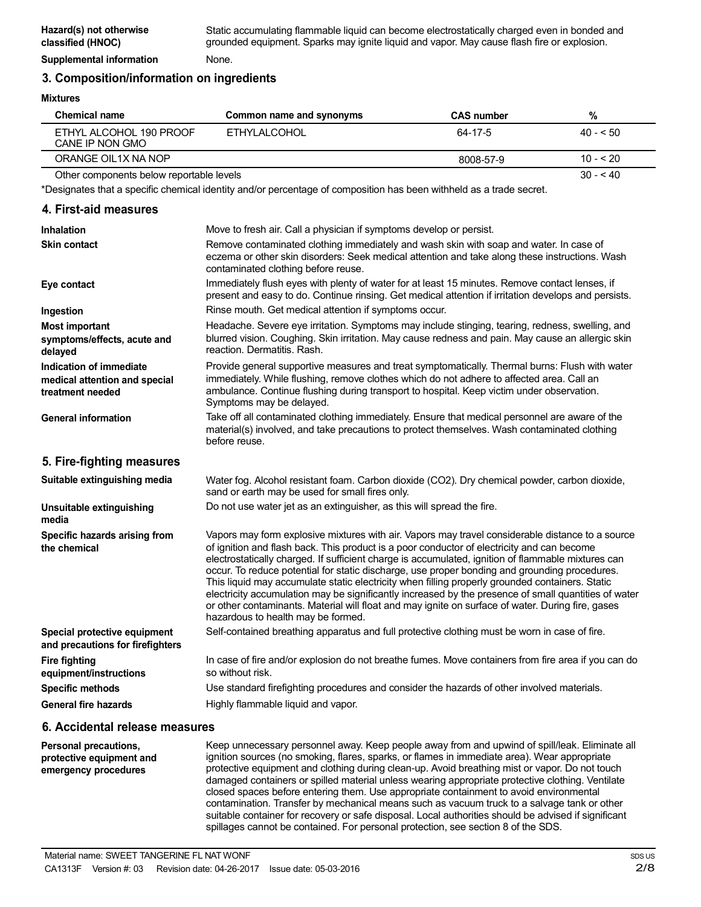**Hazard(s) not otherwise classified (HNOC)** Static accumulating flammable liquid can become electrostatically charged even in bonded and grounded equipment. Sparks may ignite liquid and vapor. May cause flash fire or explosion.

**Supplemental information** None.

## 3. Composition/information on ingredients

**Mixtures**

| Chemical name | Common name and synonyms | CAS number | % |
|---|---|---|---|
| ETHYL ALCOHOL 190 PROOF CANE IP NON GMO | ETHYLALCOHOL | 64-17-5 | 40 - < 50 |
| ORANGE OIL1X NA NOP | | 8008-57-9 | 10 - < 20 |
| Other components below reportable levels | | | 30 - < 40 |

*Designates that a specific chemical identity and/or percentage of composition has been withheld as a trade secret.

## 4. First-aid measures

**Inhalation** Move to fresh air. Call a physician if symptoms develop or persist.

**Skin contact** Remove contaminated clothing immediately and wash skin with soap and water. In case of eczema or other skin disorders: Seek medical attention and take along these instructions. Wash contaminated clothing before reuse.

**Eye contact** Immediately flush eyes with plenty of water for at least 15 minutes. Remove contact lenses, if present and easy to do. Continue rinsing. Get medical attention if irritation develops and persists.

**Ingestion** Rinse mouth. Get medical attention if symptoms occur.

**Most important symptoms/effects, acute and delayed** Headache. Severe eye irritation. Symptoms may include stinging, tearing, redness, swelling, and blurred vision. Coughing. Skin irritation. May cause redness and pain. May cause an allergic skin reaction. Dermatitis. Rash.

**Indication of immediate medical attention and special treatment needed** Provide general supportive measures and treat symptomatically. Thermal burns: Flush with water immediately. While flushing, remove clothes which do not adhere to affected area. Call an ambulance. Continue flushing during transport to hospital. Keep victim under observation. Symptoms may be delayed.

**General information** Take off all contaminated clothing immediately. Ensure that medical personnel are aware of the material(s) involved, and take precautions to protect themselves. Wash contaminated clothing before reuse.

## 5. Fire-fighting measures

**Suitable extinguishing media** Water fog. Alcohol resistant foam. Carbon dioxide ($CO_2$). Dry chemical powder, carbon dioxide, sand or earth may be used for small fires only.

**Unsuitable extinguishing media** Do not use water jet as an extinguisher, as this will spread the fire.

**Specific hazards arising from the chemical** Vapors may form explosive mixtures with air. Vapors may travel considerable distance to a source of ignition and flash back. This product is a poor conductor of electricity and can become electrostatically charged. If sufficient charge is accumulated, ignition of flammable mixtures can occur. To reduce potential for static discharge, use proper bonding and grounding procedures. This liquid may accumulate static electricity when filling properly grounded containers. Static electricity accumulation may be significantly increased by the presence of small quantities of water or other contaminants. Material will float and may ignite on surface of water. During fire, gases hazardous to health may be formed.

**Special protective equipment and precautions for firefighters** Self-contained breathing apparatus and full protective clothing must be worn in case of fire.

**Fire fighting equipment/instructions** In case of fire and/or explosion do not breathe fumes. Move containers from fire area if you can do so without risk.

**Specific methods** Use standard firefighting procedures and consider the hazards of other involved materials.

**General fire hazards** Highly flammable liquid and vapor.

## 6. Accidental release measures

**Personal precautions, protective equipment and emergency procedures** Keep unnecessary personnel away. Keep people away from and upwind of spill/leak. Eliminate all ignition sources (no smoking, flares, sparks, or flames in immediate area). Wear appropriate protective equipment and clothing during clean-up. Avoid breathing mist or vapor. Do not touch damaged containers or spilled material unless wearing appropriate protective clothing. Ventilate closed spaces before entering them. Use appropriate containment to avoid environmental contamination. Transfer by mechanical means such as vacuum truck to a salvage tank or other suitable container for recovery or safe disposal. Local authorities should be advised if significant spillages cannot be contained. For personal protection, see section 8 of the SDS.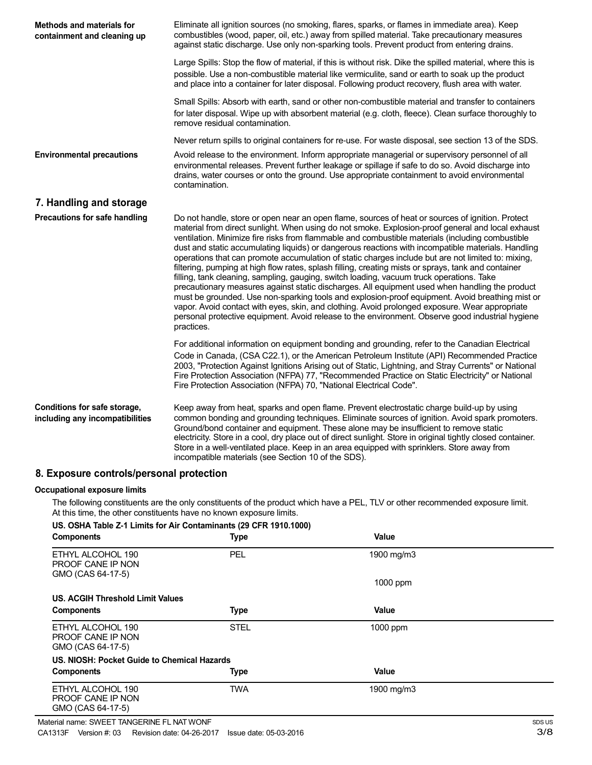**Methods and materials for containment and cleaning up**

Eliminate all ignition sources (no smoking, flares, sparks, or flames in immediate area). Keep combustibles (wood, paper, oil, etc.) away from spilled material. Take precautionary measures against static discharge. Use only non-sparking tools. Prevent product from entering drains.

Large Spills: Stop the flow of material, if this is without risk. Dike the spilled material, where this is possible. Use a non-combustible material like vermiculite, sand or earth to soak up the product and place into a container for later disposal. Following product recovery, flush area with water.

Small Spills: Absorb with earth, sand or other non-combustible material and transfer to containers for later disposal. Wipe up with absorbent material (e.g. cloth, fleece). Clean surface thoroughly to remove residual contamination.

Never return spills to original containers for re-use. For waste disposal, see section 13 of the SDS.

**Environmental precautions**

Avoid release to the environment. Inform appropriate managerial or supervisory personnel of all environmental releases. Prevent further leakage or spillage if safe to do so. Avoid discharge into drains, water courses or onto the ground. Use appropriate containment to avoid environmental contamination.

## 7. Handling and storage

**Precautions for safe handling**

Do not handle, store or open near an open flame, sources of heat or sources of ignition. Protect material from direct sunlight. When using do not smoke. Explosion-proof general and local exhaust ventilation. Minimize fire risks from flammable and combustible materials (including combustible dust and static accumulating liquids) or dangerous reactions with incompatible materials. Handling operations that can promote accumulation of static charges include but are not limited to: mixing, filtering, pumping at high flow rates, splash filling, creating mists or sprays, tank and container filling, tank cleaning, sampling, gauging, switch loading, vacuum truck operations. Take precautionary measures against static discharges. All equipment used when handling the product must be grounded. Use non-sparking tools and explosion-proof equipment. Avoid breathing mist or vapor. Avoid contact with eyes, skin, and clothing. Avoid prolonged exposure. Wear appropriate personal protective equipment. Avoid release to the environment. Observe good industrial hygiene practices.

For additional information on equipment bonding and grounding, refer to the Canadian Electrical Code in Canada, (CSA C22.1), or the American Petroleum Institute (API) Recommended Practice 2003, "Protection Against Ignitions Arising out of Static, Lightning, and Stray Currents" or National Fire Protection Association (NFPA) 77, "Recommended Practice on Static Electricity" or National Fire Protection Association (NFPA) 70, "National Electrical Code".

**Conditions for safe storage, including any incompatibilities**

Keep away from heat, sparks and open flame. Prevent electrostatic charge build-up by using common bonding and grounding techniques. Eliminate sources of ignition. Avoid spark promoters. Ground/bond container and equipment. These alone may be insufficient to remove static electricity. Store in a cool, dry place out of direct sunlight. Store in original tightly closed container. Store in a well-ventilated place. Keep in an area equipped with sprinklers. Store away from incompatible materials (see Section 10 of the SDS).

## 8. Exposure controls/personal protection

**Occupational exposure limits**

The following constituents are the only constituents of the product which have a PEL, TLV or other recommended exposure limit. At this time, the other constituents have no known exposure limits.

**US. OSHA Table Z-1 Limits for Air Contaminants (29 CFR 1910.1000)**

| Components | Type | Value |
|---|---|---|
| ETHYL ALCOHOL 190 PROOF CANE IP NON GMO (CAS 64-17-5) | PEL | 1900 mg/m3 |
| | | 1000 ppm |

**US. ACGIH Threshold Limit Values**

| Components | Type | Value |
|---|---|---|
| ETHYL ALCOHOL 190 PROOF CANE IP NON GMO (CAS 64-17-5) | STEL | 1000 ppm |

**US. NIOSH: Pocket Guide to Chemical Hazards**

| Components | Type | Value |
|---|---|---|
| ETHYL ALCOHOL 190 PROOF CANE IP NON GMO (CAS 64-17-5) | TWA | 1900 mg/m3 |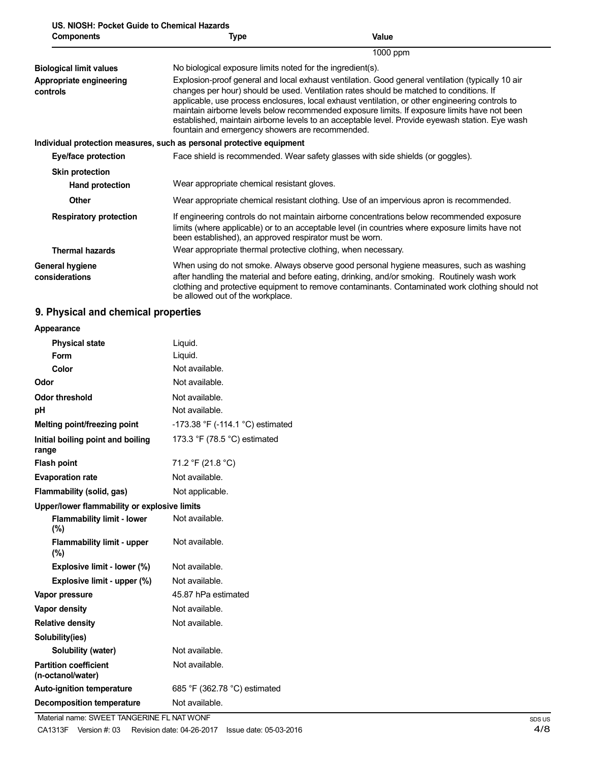**US. NIOSH: Pocket Guide to Chemical Hazards**

| Components | Type | Value |
|---|---|---|
| | | 1000 ppm |

**Biological limit values** No biological exposure limits noted for the ingredient(s).

**Appropriate engineering controls** Explosion-proof general and local exhaust ventilation. Good general ventilation (typically 10 air changes per hour) should be used. Ventilation rates should be matched to conditions. If applicable, use process enclosures, local exhaust ventilation, or other engineering controls to maintain airborne levels below recommended exposure limits. If exposure limits have not been established, maintain airborne levels to an acceptable level. Provide eyewash station. Eye wash fountain and emergency showers are recommended.

**Individual protection measures, such as personal protective equipment**

**Eye/face protection** Face shield is recommended. Wear safety glasses with side shields (or goggles).

**Skin protection**

**Hand protection** Wear appropriate chemical resistant gloves.

**Other** Wear appropriate chemical resistant clothing. Use of an impervious apron is recommended.

**Respiratory protection** If engineering controls do not maintain airborne concentrations below recommended exposure limits (where applicable) or to an acceptable level (in countries where exposure limits have not been established), an approved respirator must be worn.

**Thermal hazards** Wear appropriate thermal protective clothing, when necessary.

**General hygiene considerations** When using do not smoke. Always observe good personal hygiene measures, such as washing after handling the material and before eating, drinking, and/or smoking. Routinely wash work clothing and protective equipment to remove contaminants. Contaminated work clothing should not be allowed out of the workplace.

## 9. Physical and chemical properties

**Appearance**

| Property | Value |
|---|---|
| Physical state | Liquid. |
| Form | Liquid. |
| Color | Not available. |
| Odor | Not available. |
| Odor threshold | Not available. |
| pH | Not available. |
| Melting point/freezing point | -173.38 °F (-114.1 °C) estimated |
| Initial boiling point and boiling range | 173.3 °F (78.5 °C) estimated |
| Flash point | 71.2 °F (21.8 °C) |
| Evaporation rate | Not available. |
| Flammability (solid, gas) | Not applicable. |
| **Upper/lower flammability or explosive limits** | |
| Flammability limit - lower (%) | Not available. |
| Flammability limit - upper (%) | Not available. |
| Explosive limit - lower (%) | Not available. |
| Explosive limit - upper (%) | Not available. |
| Vapor pressure | 45.87 hPa estimated |
| Vapor density | Not available. |
| Relative density | Not available. |
| **Solubility(ies)** | |
| Solubility (water) | Not available. |
| Partition coefficient (n-octanol/water) | Not available. |
| Auto-ignition temperature | 685 °F (362.78 °C) estimated |
| Decomposition temperature | Not available. |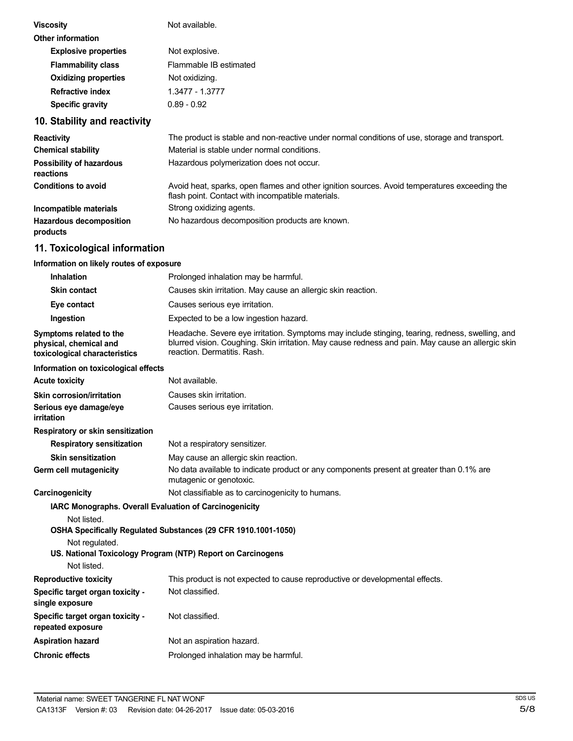| | |
|---|---|
| **Viscosity** | Not available. |
| **Other information** | |
| **Explosive properties** | Not explosive. |
| **Flammability class** | Flammable IB estimated |
| **Oxidizing properties** | Not oxidizing. |
| **Refractive index** | 1.3477 - 1.3777 |
| **Specific gravity** | 0.89 - 0.92 |

## 10. Stability and reactivity

| | |
|---|---|
| **Reactivity** | The product is stable and non-reactive under normal conditions of use, storage and transport. |
| **Chemical stability** | Material is stable under normal conditions. |
| **Possibility of hazardous reactions** | Hazardous polymerization does not occur. |
| **Conditions to avoid** | Avoid heat, sparks, open flames and other ignition sources. Avoid temperatures exceeding the flash point. Contact with incompatible materials. |
| **Incompatible materials** | Strong oxidizing agents. |
| **Hazardous decomposition products** | No hazardous decomposition products are known. |

## 11. Toxicological information

**Information on likely routes of exposure**

| | |
|---|---|
| **Inhalation** | Prolonged inhalation may be harmful. |
| **Skin contact** | Causes skin irritation. May cause an allergic skin reaction. |
| **Eye contact** | Causes serious eye irritation. |
| **Ingestion** | Expected to be a low ingestion hazard. |
| **Symptoms related to the physical, chemical and toxicological characteristics** | Headache. Severe eye irritation. Symptoms may include stinging, tearing, redness, swelling, and blurred vision. Coughing. Skin irritation. May cause redness and pain. May cause an allergic skin reaction. Dermatitis. Rash. |

**Information on toxicological effects**

| | |
|---|---|
| **Acute toxicity** | Not available. |
| **Skin corrosion/irritation** | Causes skin irritation. |
| **Serious eye damage/eye irritation** | Causes serious eye irritation. |
| **Respiratory or skin sensitization** | |
| **Respiratory sensitization** | Not a respiratory sensitizer. |
| **Skin sensitization** | May cause an allergic skin reaction. |
| **Germ cell mutagenicity** | No data available to indicate product or any components present at greater than 0.1% are mutagenic or genotoxic. |
| **Carcinogenicity** | Not classifiable as to carcinogenicity to humans. |

**IARC Monographs. Overall Evaluation of Carcinogenicity**

Not listed.

**OSHA Specifically Regulated Substances (29 CFR 1910.1001-1050)**

Not regulated.

**US. National Toxicology Program (NTP) Report on Carcinogens**

Not listed.

| | |
|---|---|
| **Reproductive toxicity** | This product is not expected to cause reproductive or developmental effects. |
| **Specific target organ toxicity - single exposure** | Not classified. |
| **Specific target organ toxicity - repeated exposure** | Not classified. |
| **Aspiration hazard** | Not an aspiration hazard. |
| **Chronic effects** | Prolonged inhalation may be harmful. |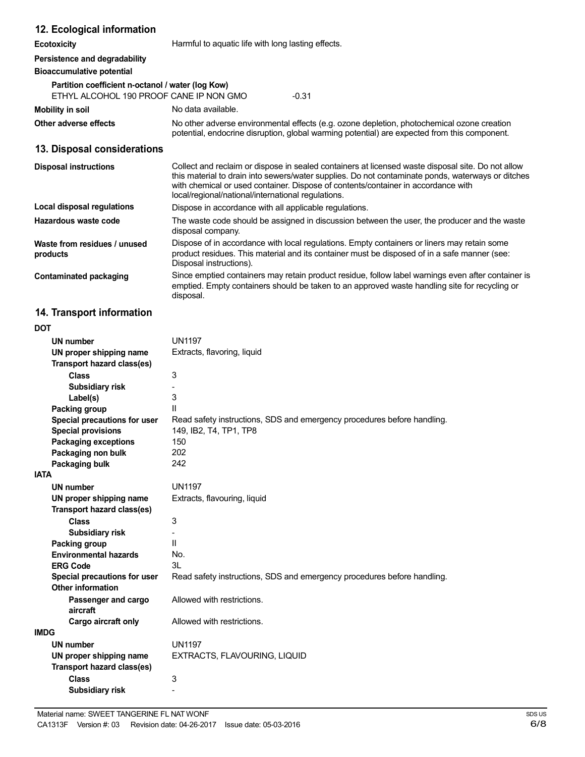## 12. Ecological information

| | |
|---|---|
| **Ecotoxicity** | Harmful to aquatic life with long lasting effects. |
| **Persistence and degradability** | |
| **Bioaccumulative potential** | |

**Partition coefficient n-octanol / water (log Kow)**

| | |
|---|---|
| ETHYL ALCOHOL 190 PROOF CANE IP NON GMO | -0.31 |

| | |
|---|---|
| **Mobility in soil** | No data available. |
| **Other adverse effects** | No other adverse environmental effects (e.g. ozone depletion, photochemical ozone creation potential, endocrine disruption, global warming potential) are expected from this component. |

## 13. Disposal considerations

| | |
|---|---|
| **Disposal instructions** | Collect and reclaim or dispose in sealed containers at licensed waste disposal site. Do not allow this material to drain into sewers/water supplies. Do not contaminate ponds, waterways or ditches with chemical or used container. Dispose of contents/container in accordance with local/regional/national/international regulations. |
| **Local disposal regulations** | Dispose in accordance with all applicable regulations. |
| **Hazardous waste code** | The waste code should be assigned in discussion between the user, the producer and the waste disposal company. |
| **Waste from residues / unused products** | Dispose of in accordance with local regulations. Empty containers or liners may retain some product residues. This material and its container must be disposed of in a safe manner (see: Disposal instructions). |
| **Contaminated packaging** | Since emptied containers may retain product residue, follow label warnings even after container is emptied. Empty containers should be taken to an approved waste handling site for recycling or disposal. |

## 14. Transport information

**DOT**

| | |
|---|---|
| **UN number** | UN1197 |
| **UN proper shipping name** | Extracts, flavoring, liquid |
| **Transport hazard class(es)** | |
| **Class** | 3 |
| **Subsidiary risk** | - |
| **Label(s)** | 3 |
| **Packing group** | II |
| **Special precautions for user** | Read safety instructions, SDS and emergency procedures before handling. |
| **Special provisions** | 149, IB2, T4, TP1, TP8 |
| **Packaging exceptions** | 150 |
| **Packaging non bulk** | 202 |
| **Packaging bulk** | 242 |

**IATA**

| | |
|---|---|
| **UN number** | UN1197 |
| **UN proper shipping name** | Extracts, flavouring, liquid |
| **Transport hazard class(es)** | |
| **Class** | 3 |
| **Subsidiary risk** | - |
| **Packing group** | II |
| **Environmental hazards** | No. |
| **ERG Code** | 3L |
| **Special precautions for user** | Read safety instructions, SDS and emergency procedures before handling. |
| **Other information** | |
| **Passenger and cargo aircraft** | Allowed with restrictions. |
| **Cargo aircraft only** | Allowed with restrictions. |

**IMDG**

| | |
|---|---|
| **UN number** | UN1197 |
| **UN proper shipping name** | EXTRACTS, FLAVOURING, LIQUID |
| **Transport hazard class(es)** | |
| **Class** | 3 |
| **Subsidiary risk** | - |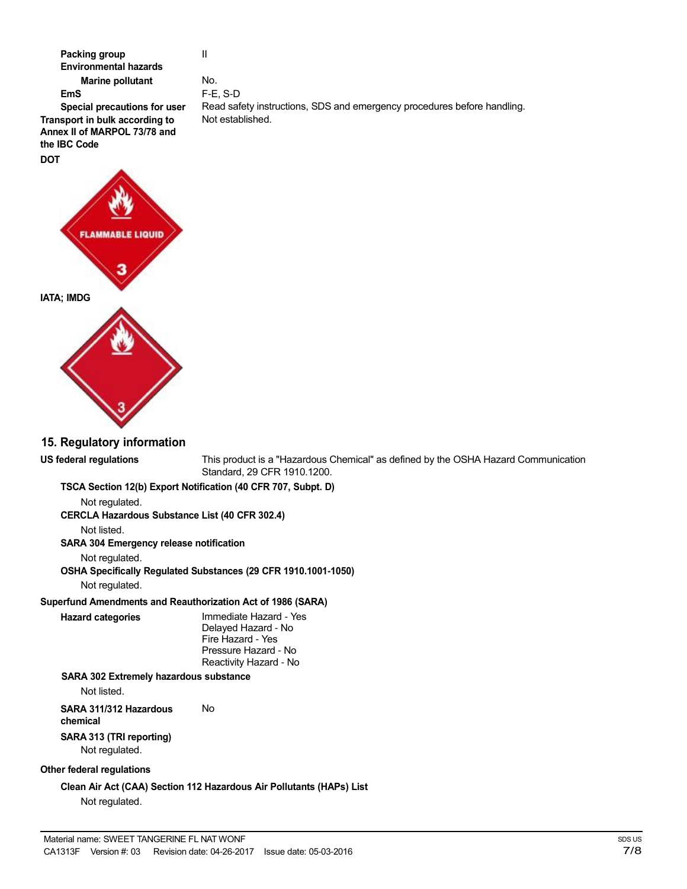| | |
|---|---|
| **Packing group** | II |
| **Environmental hazards** | |
| **Marine pollutant** | No. |
| **EmS** | F-E, S-D |
| **Special precautions for user** | Read safety instructions, SDS and emergency procedures before handling. |
| **Transport in bulk according to Annex II of MARPOL 73/78 and the IBC Code** | Not established. |

**DOT**

FLAMMABLE LIQUID

3

**IATA; IMDG**

3

## 15. Regulatory information

**US federal regulations** This product is a "Hazardous Chemical" as defined by the OSHA Hazard Communication Standard, 29 CFR 1910.1200.

**TSCA Section 12(b) Export Notification (40 CFR 707, Subpt. D)**

Not regulated.

**CERCLA Hazardous Substance List (40 CFR 302.4)**

Not listed.

**SARA 304 Emergency release notification**

Not regulated.

**OSHA Specifically Regulated Substances (29 CFR 1910.1001-1050)**

Not regulated.

**Superfund Amendments and Reauthorization Act of 1986 (SARA)**

**Hazard categories**

Immediate Hazard - Yes
Delayed Hazard - No
Fire Hazard - Yes
Pressure Hazard - No
Reactivity Hazard - No

**SARA 302 Extremely hazardous substance**

Not listed.

**SARA 311/312 Hazardous chemical** No

**SARA 313 (TRI reporting)**

Not regulated.

**Other federal regulations**

**Clean Air Act (CAA) Section 112 Hazardous Air Pollutants (HAPs) List**

Not regulated.

Material name: SWEET TANGERINE FL NAT WONF

CA1313F Version #: 03 Revision date: 04-26-2017 Issue date: 05-03-2016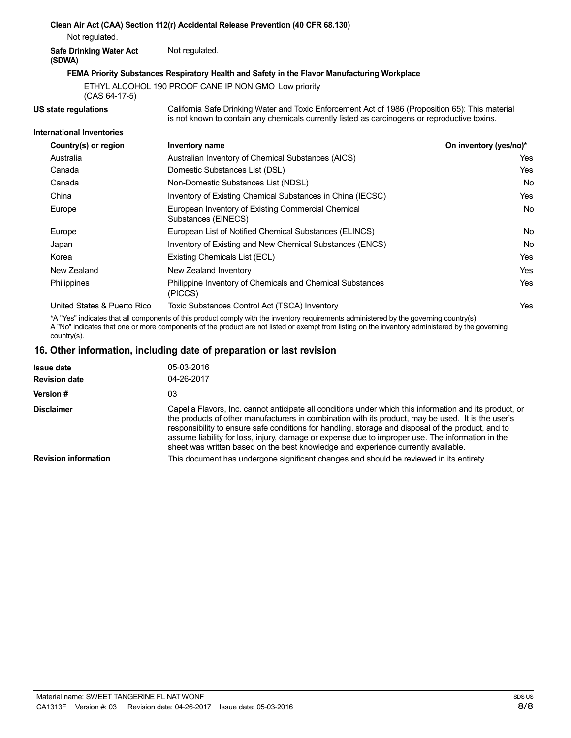**Clean Air Act (CAA) Section 112(r) Accidental Release Prevention (40 CFR 68.130)**

Not regulated.

**Safe Drinking Water Act (SDWA)** Not regulated.

**FEMA Priority Substances Respiratory Health and Safety in the Flavor Manufacturing Workplace**

ETHYL ALCOHOL 190 PROOF CANE IP NON GMO Low priority (CAS 64-17-5)

**US state regulations** California Safe Drinking Water and Toxic Enforcement Act of 1986 (Proposition 65): This material is not known to contain any chemicals currently listed as carcinogens or reproductive toxins.

**International Inventories**

| Country(s) or region | Inventory name | On inventory (yes/no)* |
|---|---|---|
| Australia | Australian Inventory of Chemical Substances (AICS) | Yes |
| Canada | Domestic Substances List (DSL) | Yes |
| Canada | Non-Domestic Substances List (NDSL) | No |
| China | Inventory of Existing Chemical Substances in China (IECSC) | Yes |
| Europe | European Inventory of Existing Commercial Chemical Substances (EINECS) | No |
| Europe | European List of Notified Chemical Substances (ELINCS) | No |
| Japan | Inventory of Existing and New Chemical Substances (ENCS) | No |
| Korea | Existing Chemicals List (ECL) | Yes |
| New Zealand | New Zealand Inventory | Yes |
| Philippines | Philippine Inventory of Chemicals and Chemical Substances (PICCS) | Yes |
| United States & Puerto Rico | Toxic Substances Control Act (TSCA) Inventory | Yes |

*A "Yes" indicates that all components of this product comply with the inventory requirements administered by the governing country(s)
A "No" indicates that one or more components of the product are not listed or exempt from listing on the inventory administered by the governing country(s).

## 16. Other information, including date of preparation or last revision

**Issue date** 05-03-2016

**Revision date** 04-26-2017

**Version #** 03

**Disclaimer** Capella Flavors, Inc. cannot anticipate all conditions under which this information and its product, or the products of other manufacturers in combination with its product, may be used. It is the user's responsibility to ensure safe conditions for handling, storage and disposal of the product, and to assume liability for loss, injury, damage or expense due to improper use. The information in the sheet was written based on the best knowledge and experience currently available.

**Revision information** This document has undergone significant changes and should be reviewed in its entirety.